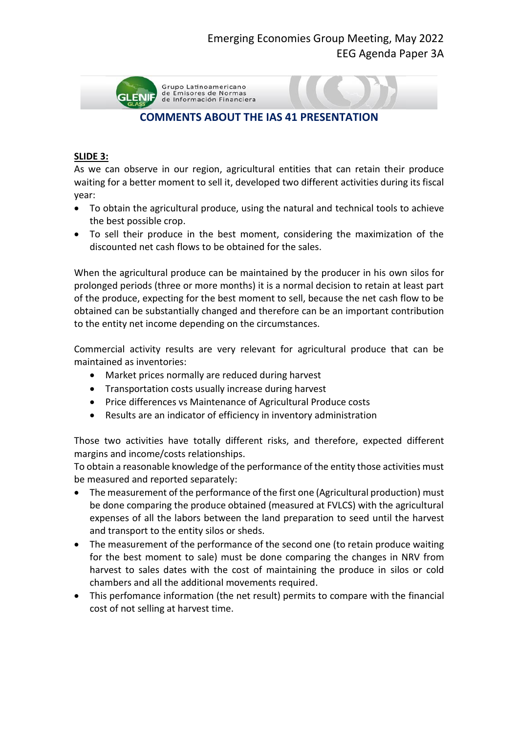Emerging Economies Group Meeting, May 2022
EEG Agenda Paper 3A

Grupo Latinoamericano de Emisores de Normas de Información Financiera

## COMMENTS ABOUT THE IAS 41 PRESENTATION

**SLIDE 3:**

As we can observe in our region, agricultural entities that can retain their produce waiting for a better moment to sell it, developed two different activities during its fiscal year:

- To obtain the agricultural produce, using the natural and technical tools to achieve the best possible crop.
- To sell their produce in the best moment, considering the maximization of the discounted net cash flows to be obtained for the sales.

When the agricultural produce can be maintained by the producer in his own silos for prolonged periods (three or more months) it is a normal decision to retain at least part of the produce, expecting for the best moment to sell, because the net cash flow to be obtained can be substantially changed and therefore can be an important contribution to the entity net income depending on the circumstances.

Commercial activity results are very relevant for agricultural produce that can be maintained as inventories:

- Market prices normally are reduced during harvest
- Transportation costs usually increase during harvest
- Price differences vs Maintenance of Agricultural Produce costs
- Results are an indicator of efficiency in inventory administration

Those two activities have totally different risks, and therefore, expected different margins and income/costs relationships.

To obtain a reasonable knowledge of the performance of the entity those activities must be measured and reported separately:

- The measurement of the performance of the first one (Agricultural production) must be done comparing the produce obtained (measured at FVLCS) with the agricultural expenses of all the labors between the land preparation to seed until the harvest and transport to the entity silos or sheds.
- The measurement of the performance of the second one (to retain produce waiting for the best moment to sale) must be done comparing the changes in NRV from harvest to sales dates with the cost of maintaining the produce in silos or cold chambers and all the additional movements required.
- This perfomance information (the net result) permits to compare with the financial cost of not selling at harvest time.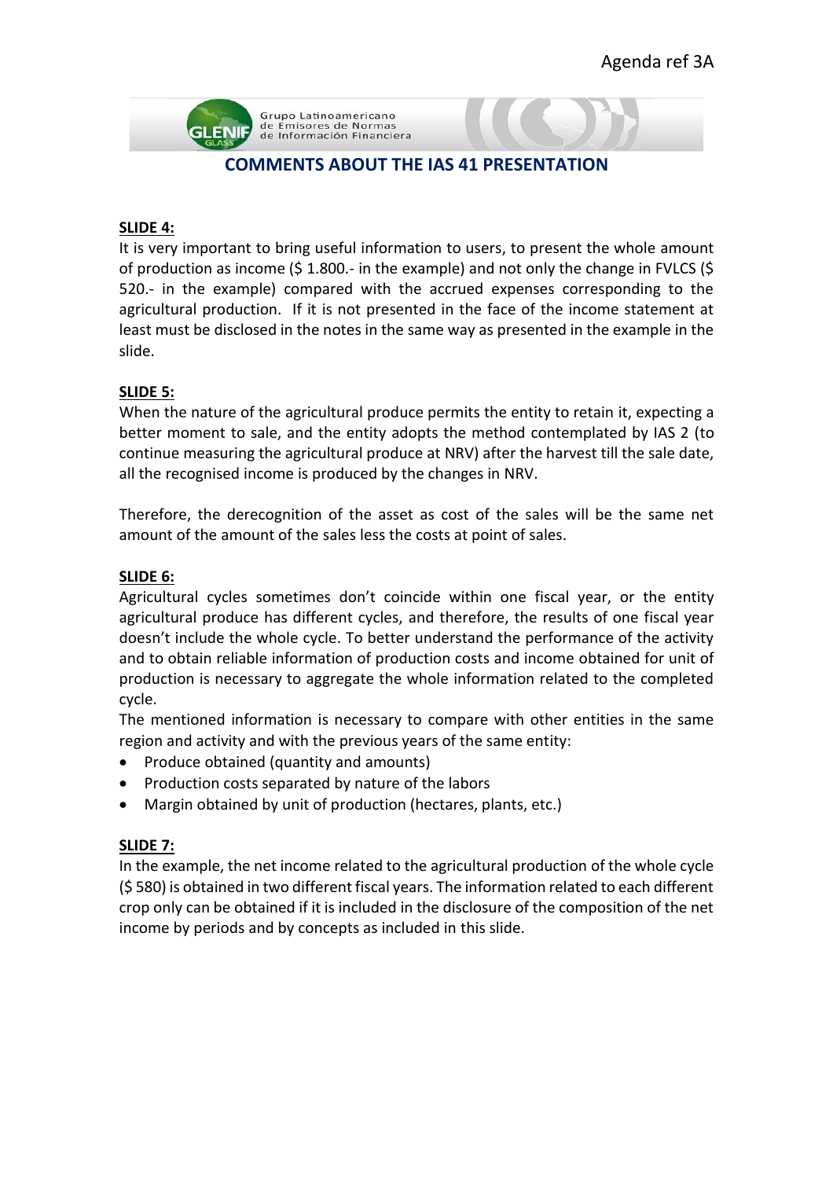Agenda ref 3A

Grupo Latinoamericano de Emisores de Normas de Información Financiera

## COMMENTS ABOUT THE IAS 41 PRESENTATION

**SLIDE 4:**

It is very important to bring useful information to users, to present the whole amount of production as income ($ 1.800.- in the example) and not only the change in FVLCS ($ 520.- in the example) compared with the accrued expenses corresponding to the agricultural production. If it is not presented in the face of the income statement at least must be disclosed in the notes in the same way as presented in the example in the slide.

**SLIDE 5:**

When the nature of the agricultural produce permits the entity to retain it, expecting a better moment to sale, and the entity adopts the method contemplated by IAS 2 (to continue measuring the agricultural produce at NRV) after the harvest till the sale date, all the recognised income is produced by the changes in NRV.

Therefore, the derecognition of the asset as cost of the sales will be the same net amount of the amount of the sales less the costs at point of sales.

**SLIDE 6:**

Agricultural cycles sometimes don't coincide within one fiscal year, or the entity agricultural produce has different cycles, and therefore, the results of one fiscal year doesn't include the whole cycle. To better understand the performance of the activity and to obtain reliable information of production costs and income obtained for unit of production is necessary to aggregate the whole information related to the completed cycle.

The mentioned information is necessary to compare with other entities in the same region and activity and with the previous years of the same entity:

- Produce obtained (quantity and amounts)
- Production costs separated by nature of the labors
- Margin obtained by unit of production (hectares, plants, etc.)

**SLIDE 7:**

In the example, the net income related to the agricultural production of the whole cycle ($ 580) is obtained in two different fiscal years. The information related to each different crop only can be obtained if it is included in the disclosure of the composition of the net income by periods and by concepts as included in this slide.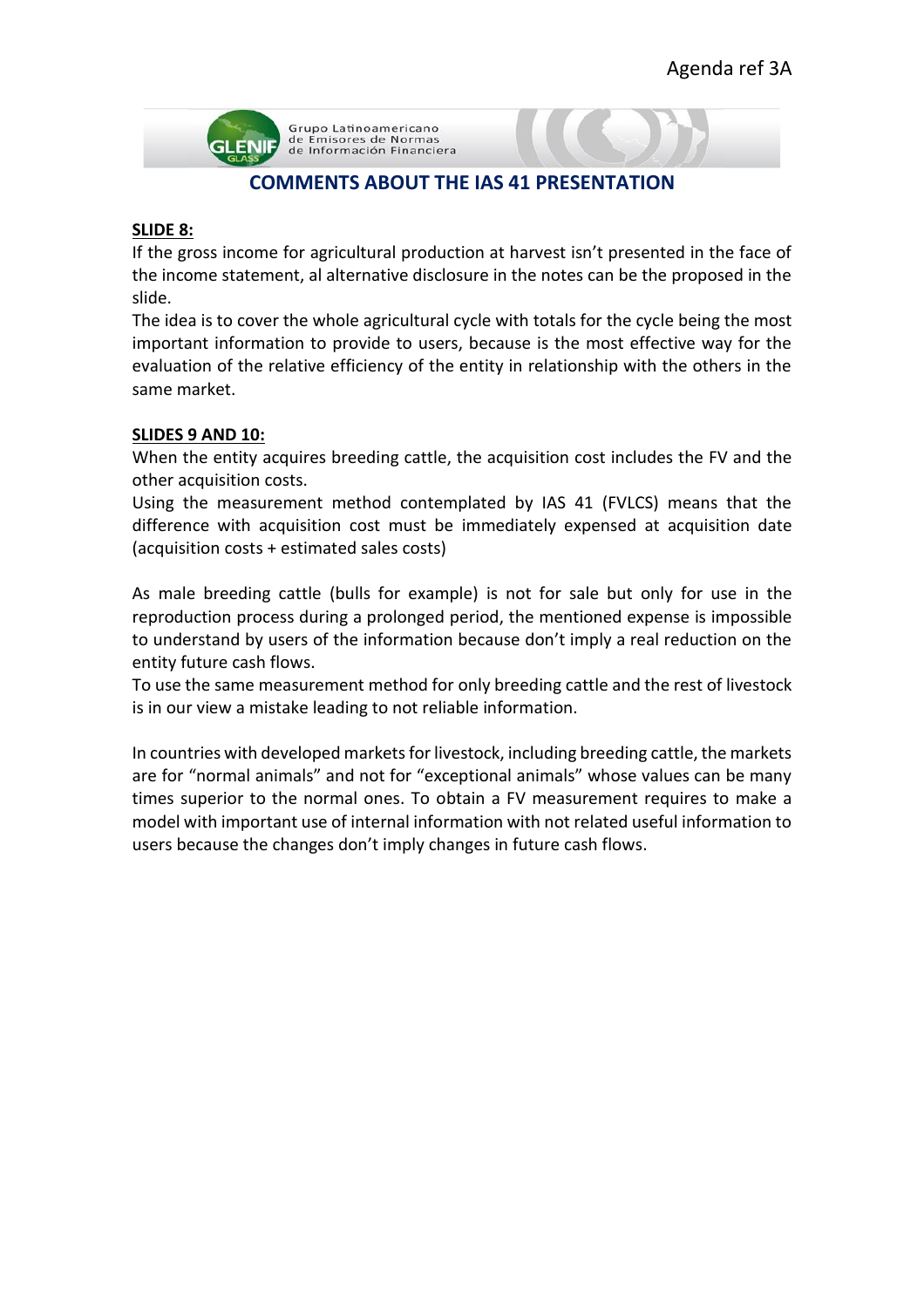Agenda ref 3A

Grupo Latinoamericano de Emisores de Normas de Información Financiera

## COMMENTS ABOUT THE IAS 41 PRESENTATION

**SLIDE 8:**

If the gross income for agricultural production at harvest isn't presented in the face of the income statement, al alternative disclosure in the notes can be the proposed in the slide.

The idea is to cover the whole agricultural cycle with totals for the cycle being the most important information to provide to users, because is the most effective way for the evaluation of the relative efficiency of the entity in relationship with the others in the same market.

**SLIDES 9 AND 10:**

When the entity acquires breeding cattle, the acquisition cost includes the FV and the other acquisition costs.

Using the measurement method contemplated by IAS 41 (FVLCS) means that the difference with acquisition cost must be immediately expensed at acquisition date (acquisition costs + estimated sales costs)

As male breeding cattle (bulls for example) is not for sale but only for use in the reproduction process during a prolonged period, the mentioned expense is impossible to understand by users of the information because don't imply a real reduction on the entity future cash flows.

To use the same measurement method for only breeding cattle and the rest of livestock is in our view a mistake leading to not reliable information.

In countries with developed markets for livestock, including breeding cattle, the markets are for "normal animals" and not for "exceptional animals" whose values can be many times superior to the normal ones. To obtain a FV measurement requires to make a model with important use of internal information with not related useful information to users because the changes don't imply changes in future cash flows.